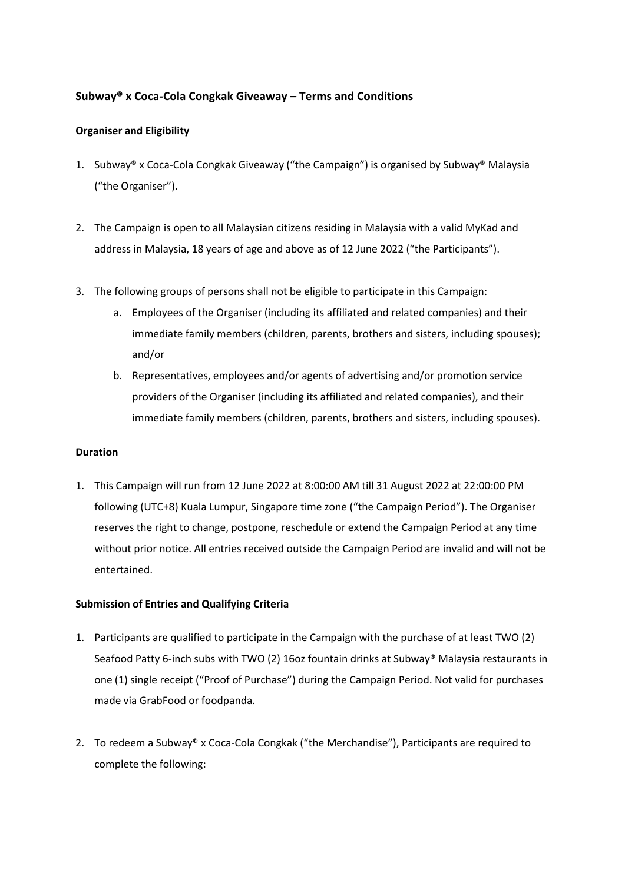## Subway® x Coca-Cola Congkak Giveaway – Terms and Conditions

### Organiser and Eligibility

1. Subway® x Coca-Cola Congkak Giveaway ("the Campaign") is organised by Subway® Malaysia ("the Organiser").

2. The Campaign is open to all Malaysian citizens residing in Malaysia with a valid MyKad and address in Malaysia, 18 years of age and above as of 12 June 2022 ("the Participants").

3. The following groups of persons shall not be eligible to participate in this Campaign:
   a. Employees of the Organiser (including its affiliated and related companies) and their immediate family members (children, parents, brothers and sisters, including spouses); and/or
   b. Representatives, employees and/or agents of advertising and/or promotion service providers of the Organiser (including its affiliated and related companies), and their immediate family members (children, parents, brothers and sisters, including spouses).

### Duration

1. This Campaign will run from 12 June 2022 at 8:00:00 AM till 31 August 2022 at 22:00:00 PM following (UTC+8) Kuala Lumpur, Singapore time zone ("the Campaign Period"). The Organiser reserves the right to change, postpone, reschedule or extend the Campaign Period at any time without prior notice. All entries received outside the Campaign Period are invalid and will not be entertained.

### Submission of Entries and Qualifying Criteria

1. Participants are qualified to participate in the Campaign with the purchase of at least TWO (2) Seafood Patty 6-inch subs with TWO (2) 16oz fountain drinks at Subway® Malaysia restaurants in one (1) single receipt ("Proof of Purchase") during the Campaign Period. Not valid for purchases made via GrabFood or foodpanda.

2. To redeem a Subway® x Coca-Cola Congkak ("the Merchandise"), Participants are required to complete the following: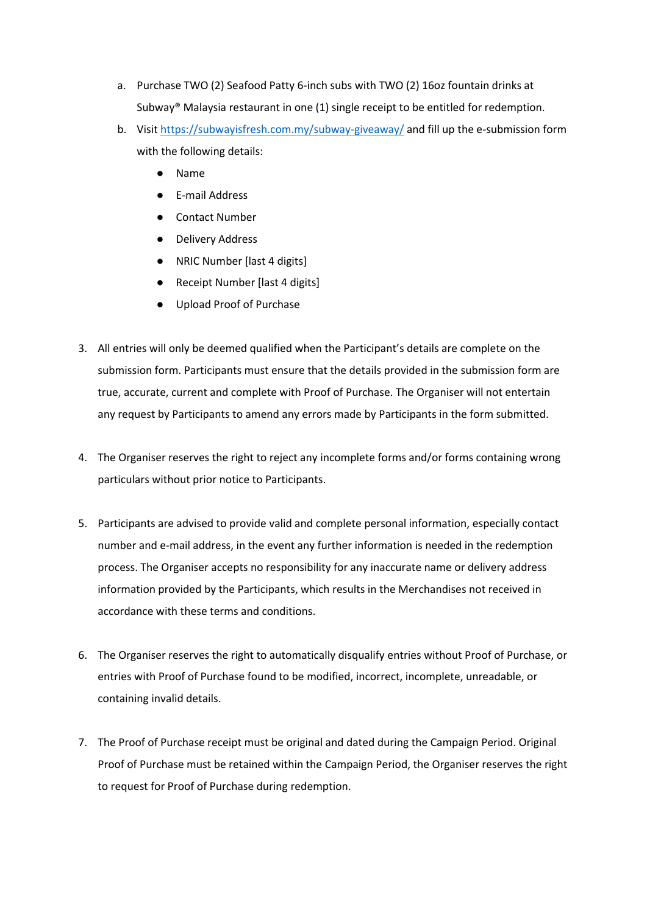a. Purchase TWO (2) Seafood Patty 6-inch subs with TWO (2) 16oz fountain drinks at Subway® Malaysia restaurant in one (1) single receipt to be entitled for redemption.

b. Visit [https://subwayisfresh.com.my/subway-giveaway/](https://subwayisfresh.com.my/subway-giveaway/) and fill up the e-submission form with the following details:

   - Name
   - E-mail Address
   - Contact Number
   - Delivery Address
   - NRIC Number [last 4 digits]
   - Receipt Number [last 4 digits]
   - Upload Proof of Purchase

3. All entries will only be deemed qualified when the Participant's details are complete on the submission form. Participants must ensure that the details provided in the submission form are true, accurate, current and complete with Proof of Purchase. The Organiser will not entertain any request by Participants to amend any errors made by Participants in the form submitted.

4. The Organiser reserves the right to reject any incomplete forms and/or forms containing wrong particulars without prior notice to Participants.

5. Participants are advised to provide valid and complete personal information, especially contact number and e-mail address, in the event any further information is needed in the redemption process. The Organiser accepts no responsibility for any inaccurate name or delivery address information provided by the Participants, which results in the Merchandises not received in accordance with these terms and conditions.

6. The Organiser reserves the right to automatically disqualify entries without Proof of Purchase, or entries with Proof of Purchase found to be modified, incorrect, incomplete, unreadable, or containing invalid details.

7. The Proof of Purchase receipt must be original and dated during the Campaign Period. Original Proof of Purchase must be retained within the Campaign Period, the Organiser reserves the right to request for Proof of Purchase during redemption.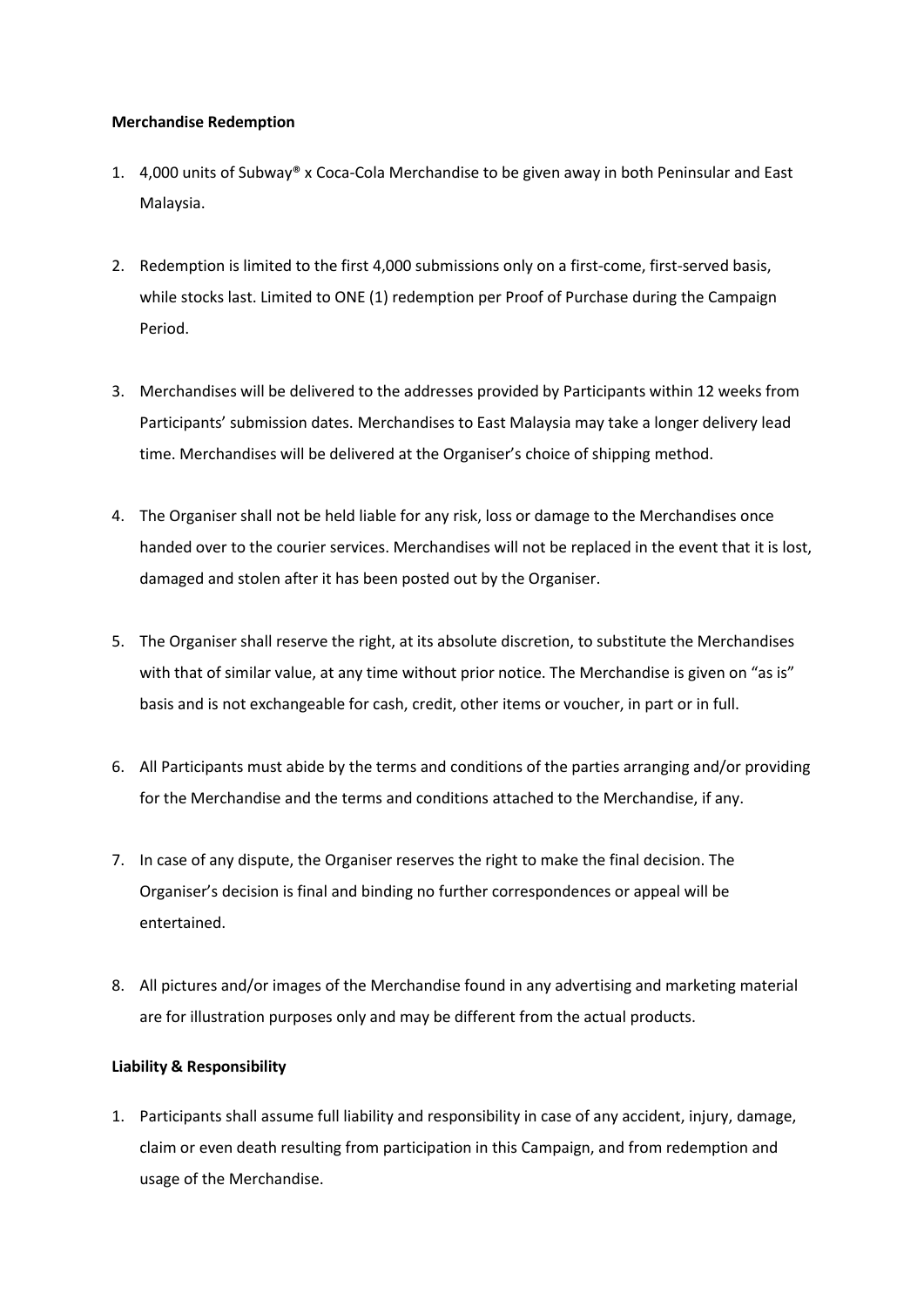**Merchandise Redemption**

1. 4,000 units of Subway® x Coca-Cola Merchandise to be given away in both Peninsular and East Malaysia.

2. Redemption is limited to the first 4,000 submissions only on a first-come, first-served basis, while stocks last. Limited to ONE (1) redemption per Proof of Purchase during the Campaign Period.

3. Merchandises will be delivered to the addresses provided by Participants within 12 weeks from Participants' submission dates. Merchandises to East Malaysia may take a longer delivery lead time. Merchandises will be delivered at the Organiser's choice of shipping method.

4. The Organiser shall not be held liable for any risk, loss or damage to the Merchandises once handed over to the courier services. Merchandises will not be replaced in the event that it is lost, damaged and stolen after it has been posted out by the Organiser.

5. The Organiser shall reserve the right, at its absolute discretion, to substitute the Merchandises with that of similar value, at any time without prior notice. The Merchandise is given on "as is" basis and is not exchangeable for cash, credit, other items or voucher, in part or in full.

6. All Participants must abide by the terms and conditions of the parties arranging and/or providing for the Merchandise and the terms and conditions attached to the Merchandise, if any.

7. In case of any dispute, the Organiser reserves the right to make the final decision. The Organiser's decision is final and binding no further correspondences or appeal will be entertained.

8. All pictures and/or images of the Merchandise found in any advertising and marketing material are for illustration purposes only and may be different from the actual products.

**Liability & Responsibility**

1. Participants shall assume full liability and responsibility in case of any accident, injury, damage, claim or even death resulting from participation in this Campaign, and from redemption and usage of the Merchandise.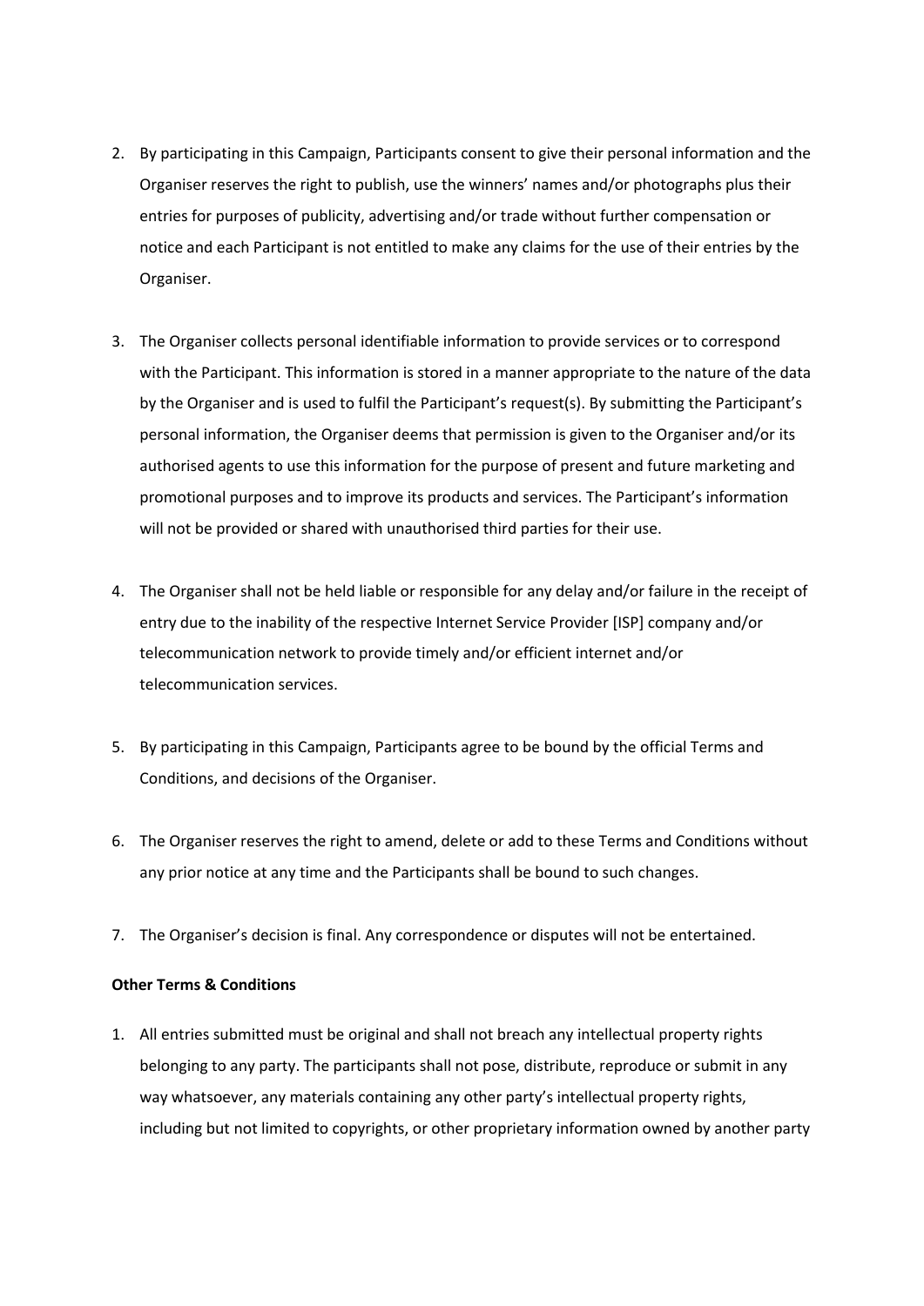2. By participating in this Campaign, Participants consent to give their personal information and the Organiser reserves the right to publish, use the winners' names and/or photographs plus their entries for purposes of publicity, advertising and/or trade without further compensation or notice and each Participant is not entitled to make any claims for the use of their entries by the Organiser.

3. The Organiser collects personal identifiable information to provide services or to correspond with the Participant. This information is stored in a manner appropriate to the nature of the data by the Organiser and is used to fulfil the Participant's request(s). By submitting the Participant's personal information, the Organiser deems that permission is given to the Organiser and/or its authorised agents to use this information for the purpose of present and future marketing and promotional purposes and to improve its products and services. The Participant's information will not be provided or shared with unauthorised third parties for their use.

4. The Organiser shall not be held liable or responsible for any delay and/or failure in the receipt of entry due to the inability of the respective Internet Service Provider [ISP] company and/or telecommunication network to provide timely and/or efficient internet and/or telecommunication services.

5. By participating in this Campaign, Participants agree to be bound by the official Terms and Conditions, and decisions of the Organiser.

6. The Organiser reserves the right to amend, delete or add to these Terms and Conditions without any prior notice at any time and the Participants shall be bound to such changes.

7. The Organiser's decision is final. Any correspondence or disputes will not be entertained.

**Other Terms & Conditions**

1. All entries submitted must be original and shall not breach any intellectual property rights belonging to any party. The participants shall not pose, distribute, reproduce or submit in any way whatsoever, any materials containing any other party's intellectual property rights, including but not limited to copyrights, or other proprietary information owned by another party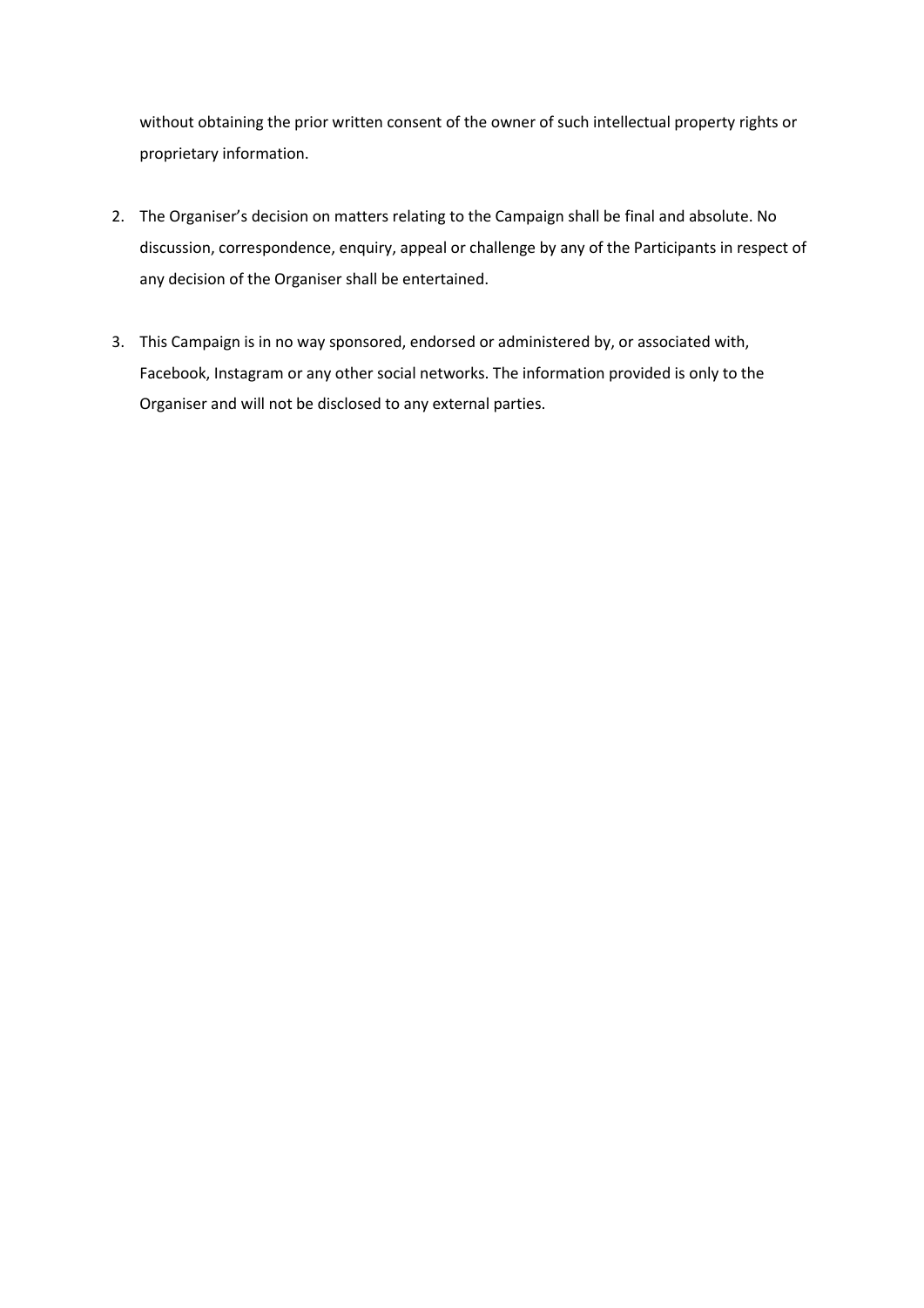without obtaining the prior written consent of the owner of such intellectual property rights or proprietary information.

2. The Organiser's decision on matters relating to the Campaign shall be final and absolute. No discussion, correspondence, enquiry, appeal or challenge by any of the Participants in respect of any decision of the Organiser shall be entertained.

3. This Campaign is in no way sponsored, endorsed or administered by, or associated with, Facebook, Instagram or any other social networks. The information provided is only to the Organiser and will not be disclosed to any external parties.